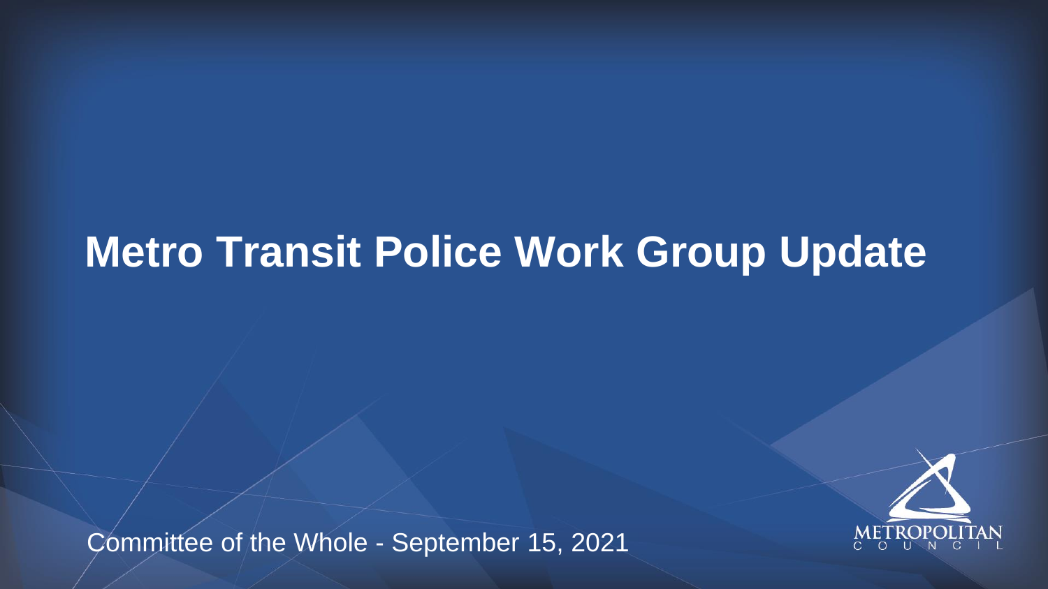# Metro Transit Police Work Group Update

Committee of the Whole - September 15, 2021

METROPOLITAN COUNCIL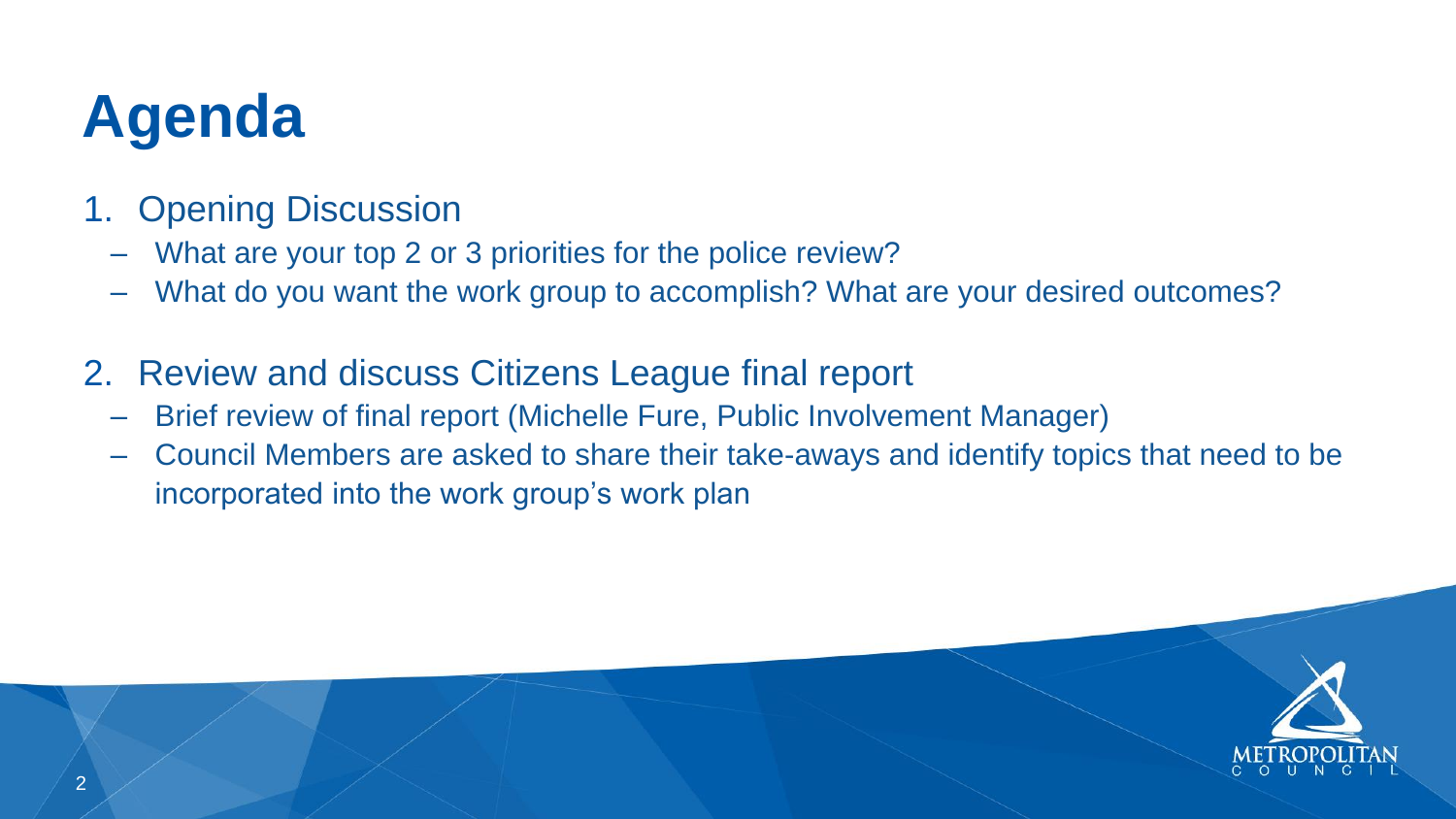# Agenda

1. Opening Discussion
   - What are your top 2 or 3 priorities for the police review?
   - What do you want the work group to accomplish? What are your desired outcomes?

2. Review and discuss Citizens League final report
   - Brief review of final report (Michelle Fure, Public Involvement Manager)
   - Council Members are asked to share their take-aways and identify topics that need to be incorporated into the work group's work plan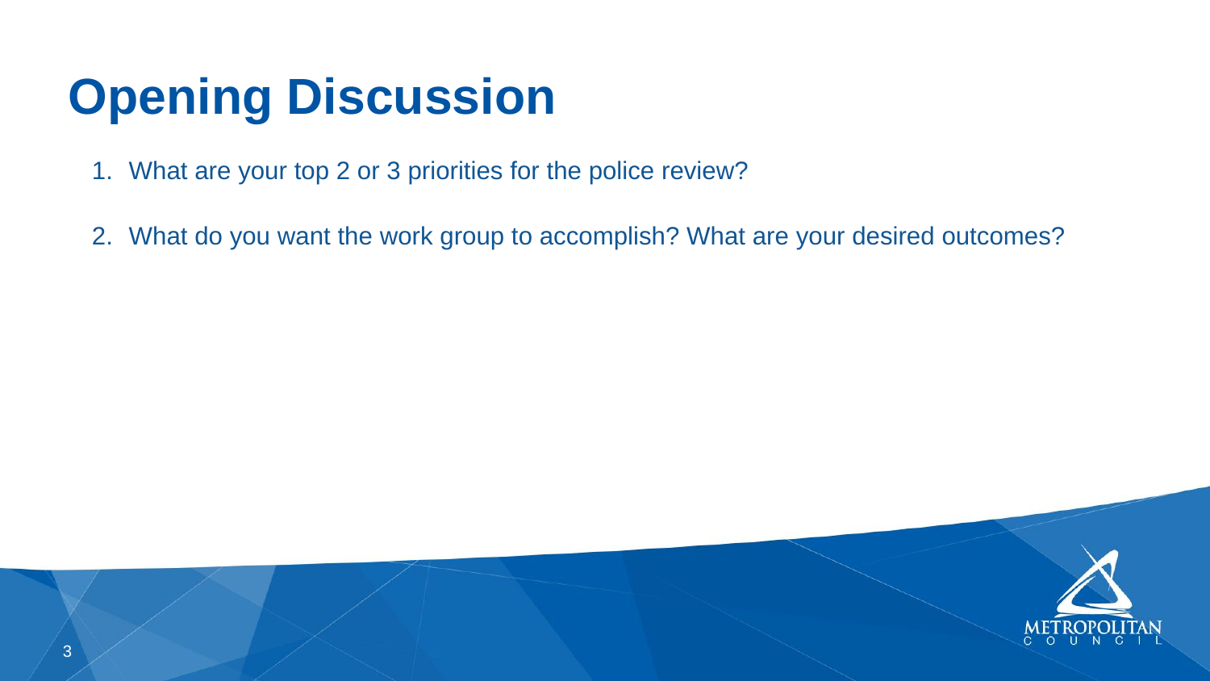# Opening Discussion

1. What are your top 2 or 3 priorities for the police review?

2. What do you want the work group to accomplish? What are your desired outcomes?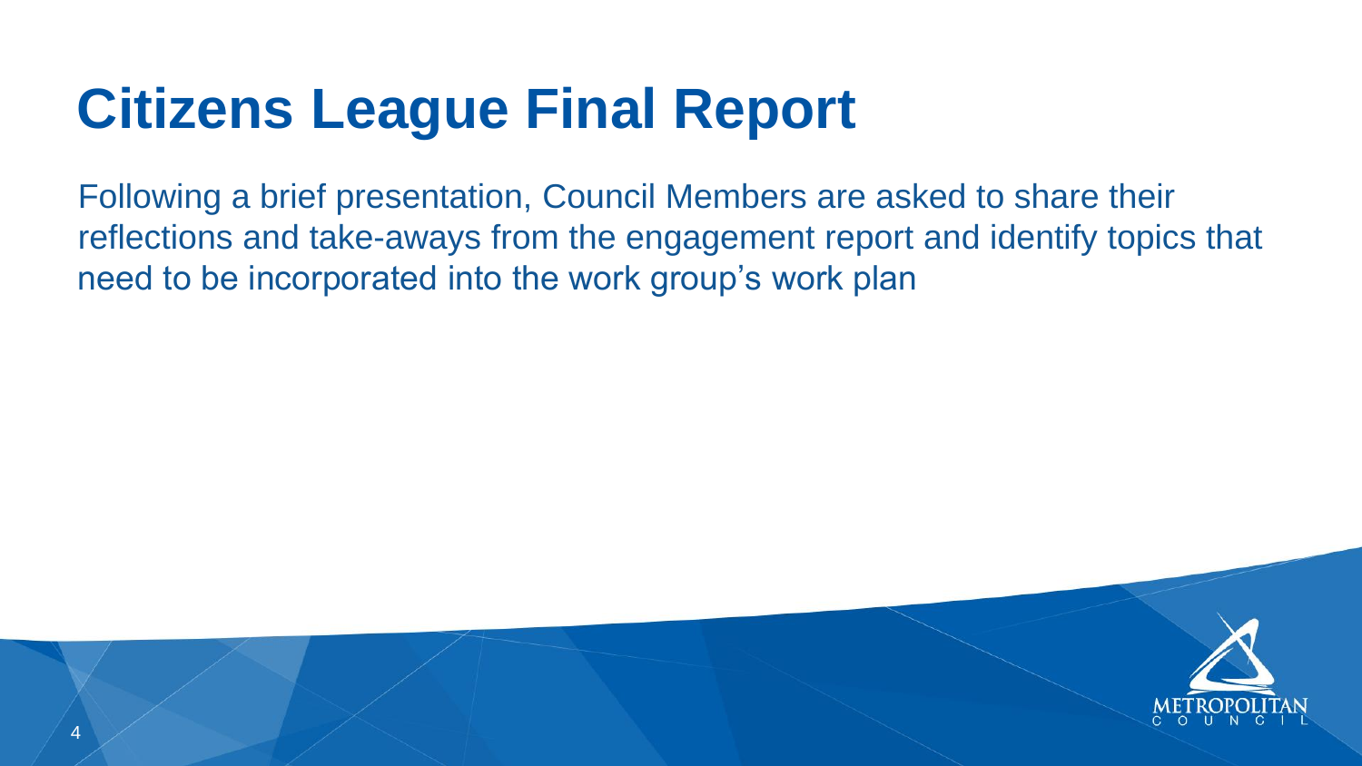# Citizens League Final Report

Following a brief presentation, Council Members are asked to share their reflections and take-aways from the engagement report and identify topics that need to be incorporated into the work group's work plan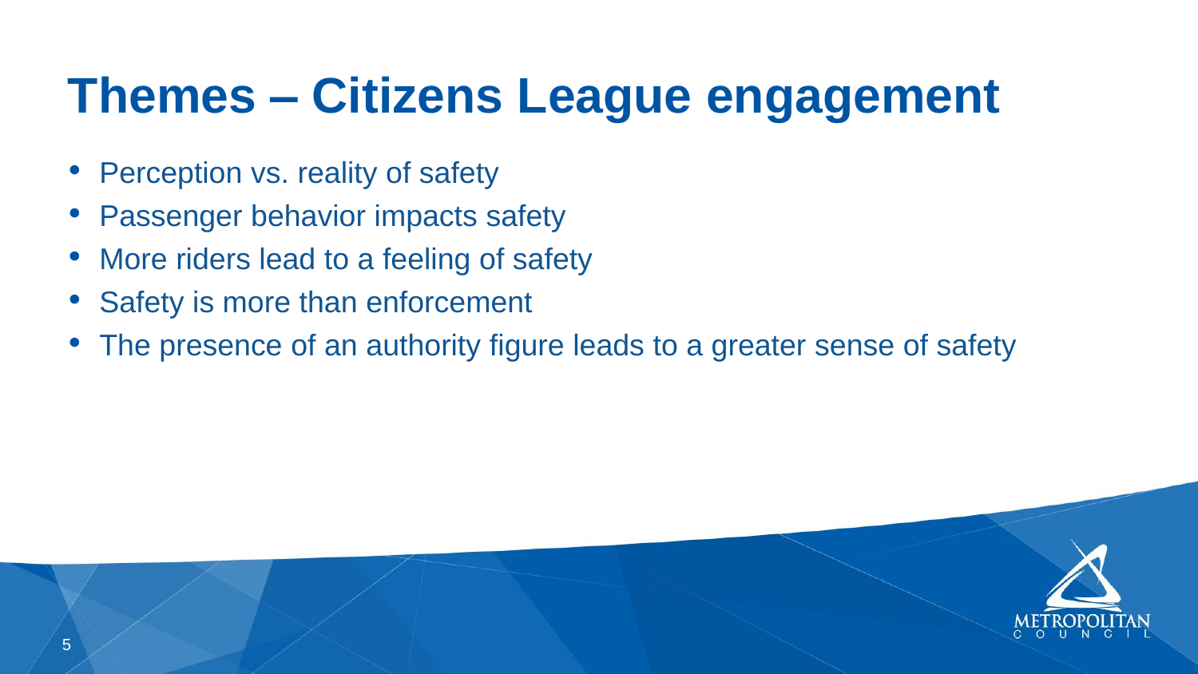# Themes – Citizens League engagement

- Perception vs. reality of safety
- Passenger behavior impacts safety
- More riders lead to a feeling of safety
- Safety is more than enforcement
- The presence of an authority figure leads to a greater sense of safety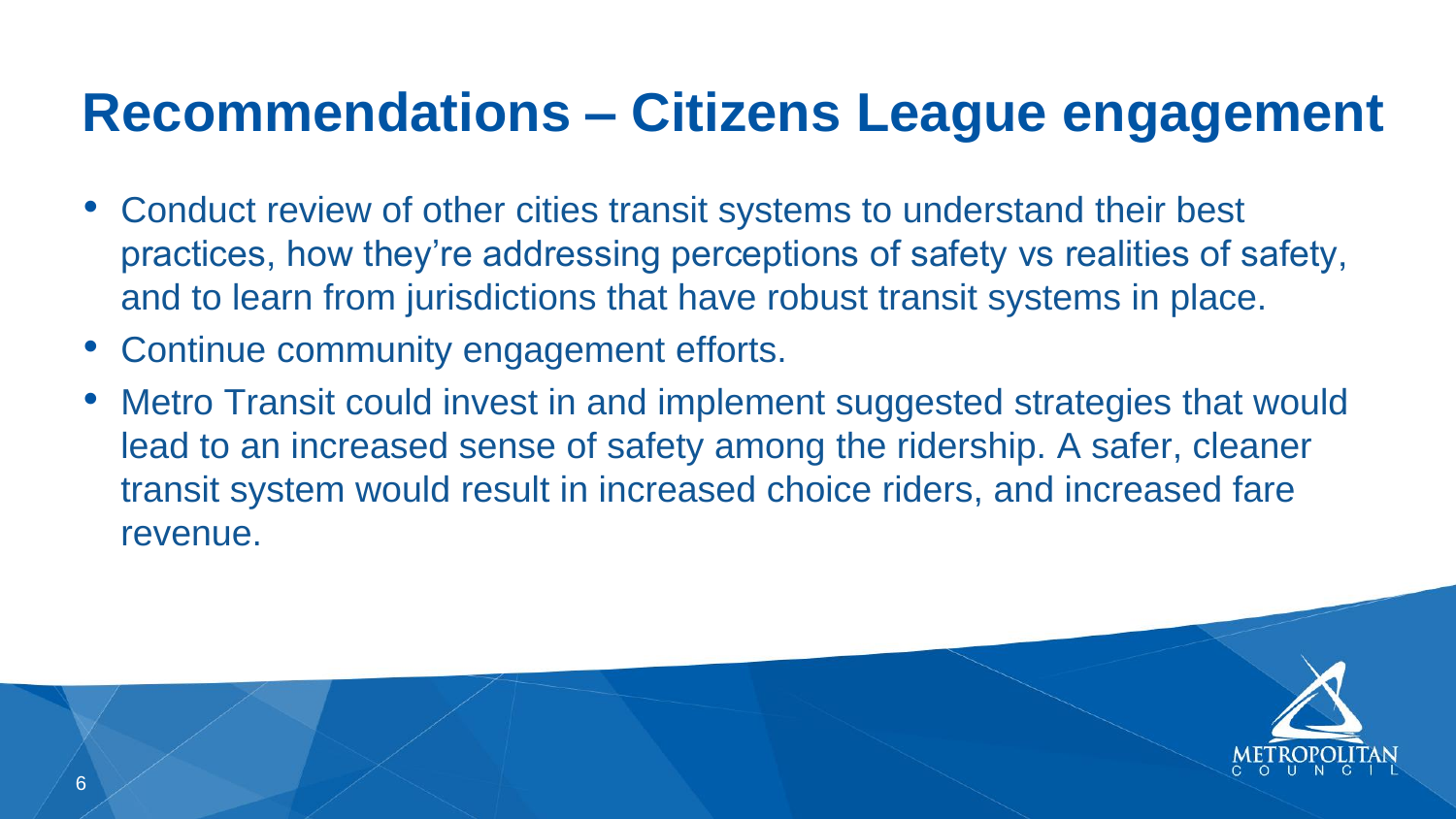# Recommendations – Citizens League engagement

- Conduct review of other cities transit systems to understand their best practices, how they're addressing perceptions of safety vs realities of safety, and to learn from jurisdictions that have robust transit systems in place.
- Continue community engagement efforts.
- Metro Transit could invest in and implement suggested strategies that would lead to an increased sense of safety among the ridership. A safer, cleaner transit system would result in increased choice riders, and increased fare revenue.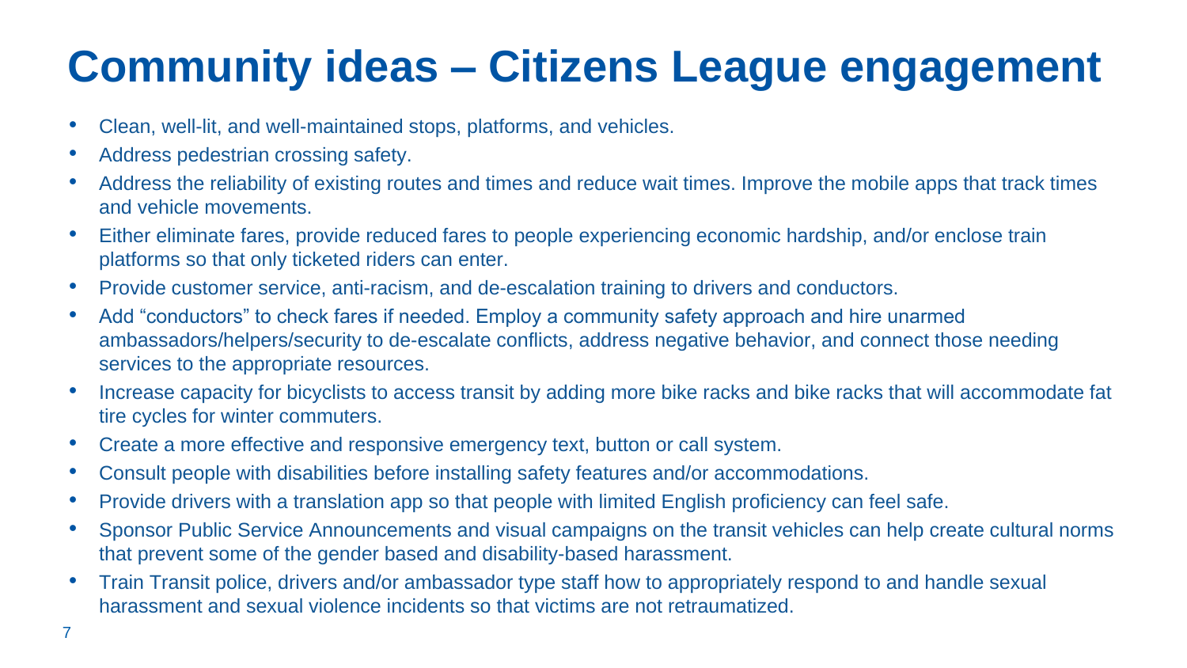# Community ideas – Citizens League engagement

- Clean, well-lit, and well-maintained stops, platforms, and vehicles.
- Address pedestrian crossing safety.
- Address the reliability of existing routes and times and reduce wait times. Improve the mobile apps that track times and vehicle movements.
- Either eliminate fares, provide reduced fares to people experiencing economic hardship, and/or enclose train platforms so that only ticketed riders can enter.
- Provide customer service, anti-racism, and de-escalation training to drivers and conductors.
- Add "conductors" to check fares if needed. Employ a community safety approach and hire unarmed ambassadors/helpers/security to de-escalate conflicts, address negative behavior, and connect those needing services to the appropriate resources.
- Increase capacity for bicyclists to access transit by adding more bike racks and bike racks that will accommodate fat tire cycles for winter commuters.
- Create a more effective and responsive emergency text, button or call system.
- Consult people with disabilities before installing safety features and/or accommodations.
- Provide drivers with a translation app so that people with limited English proficiency can feel safe.
- Sponsor Public Service Announcements and visual campaigns on the transit vehicles can help create cultural norms that prevent some of the gender based and disability-based harassment.
- Train Transit police, drivers and/or ambassador type staff how to appropriately respond to and handle sexual harassment and sexual violence incidents so that victims are not retraumatized.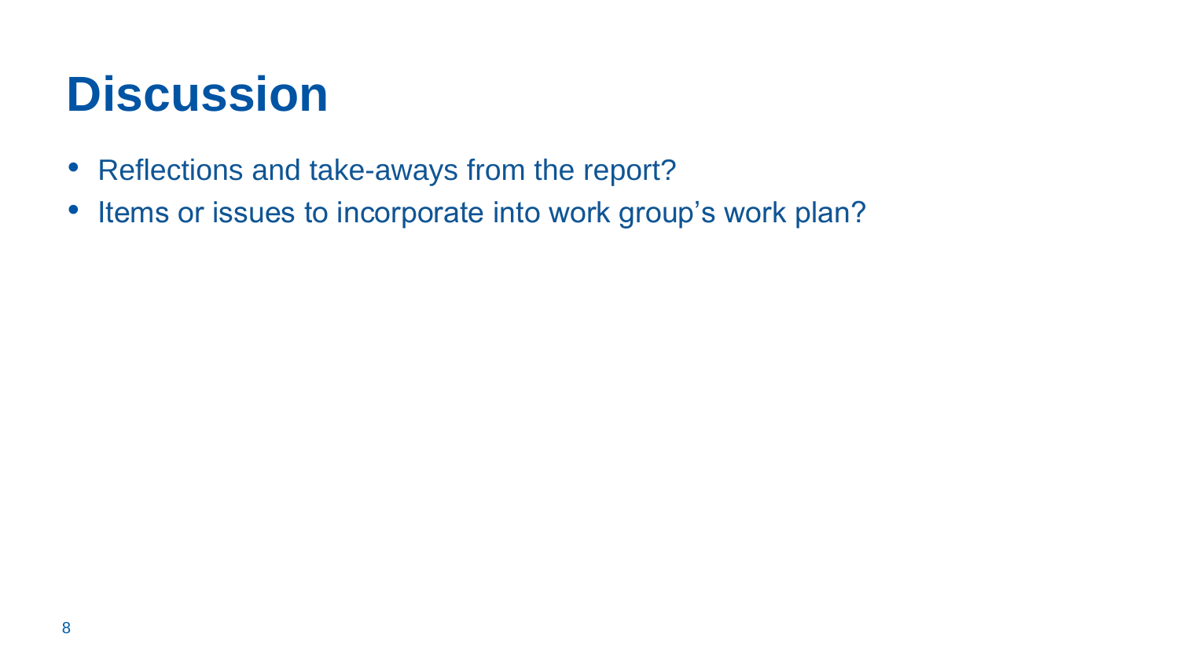# Discussion

- Reflections and take-aways from the report?
- Items or issues to incorporate into work group's work plan?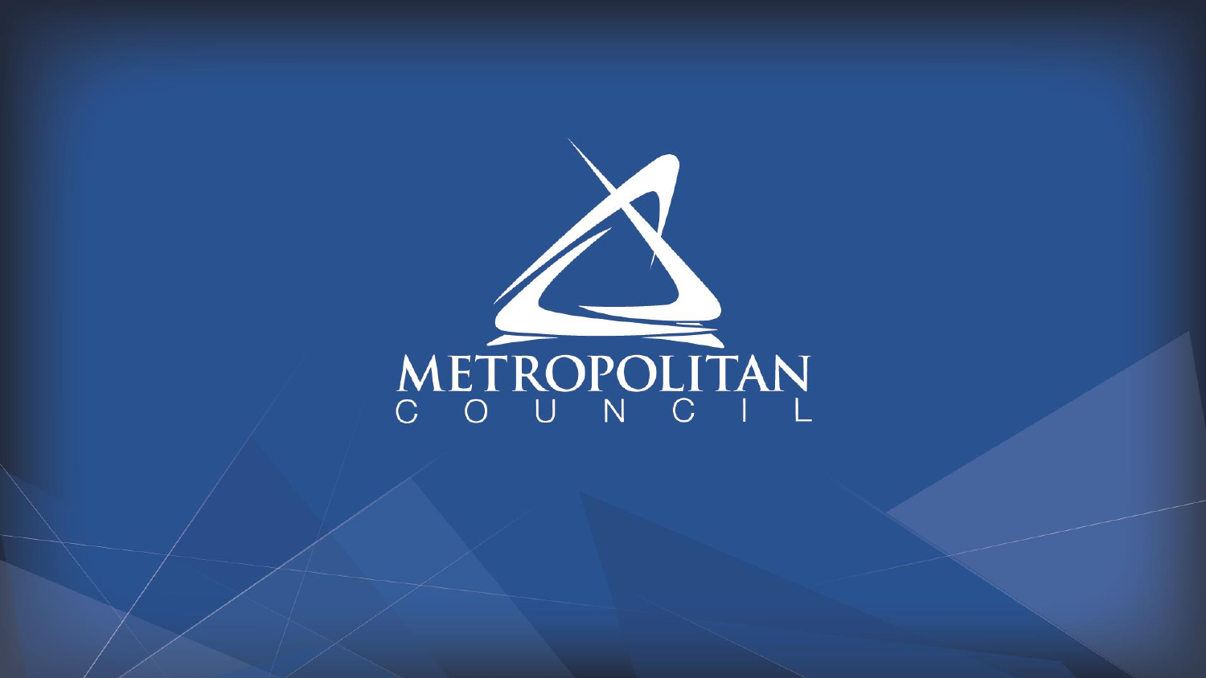METROPOLITAN

COUNCIL